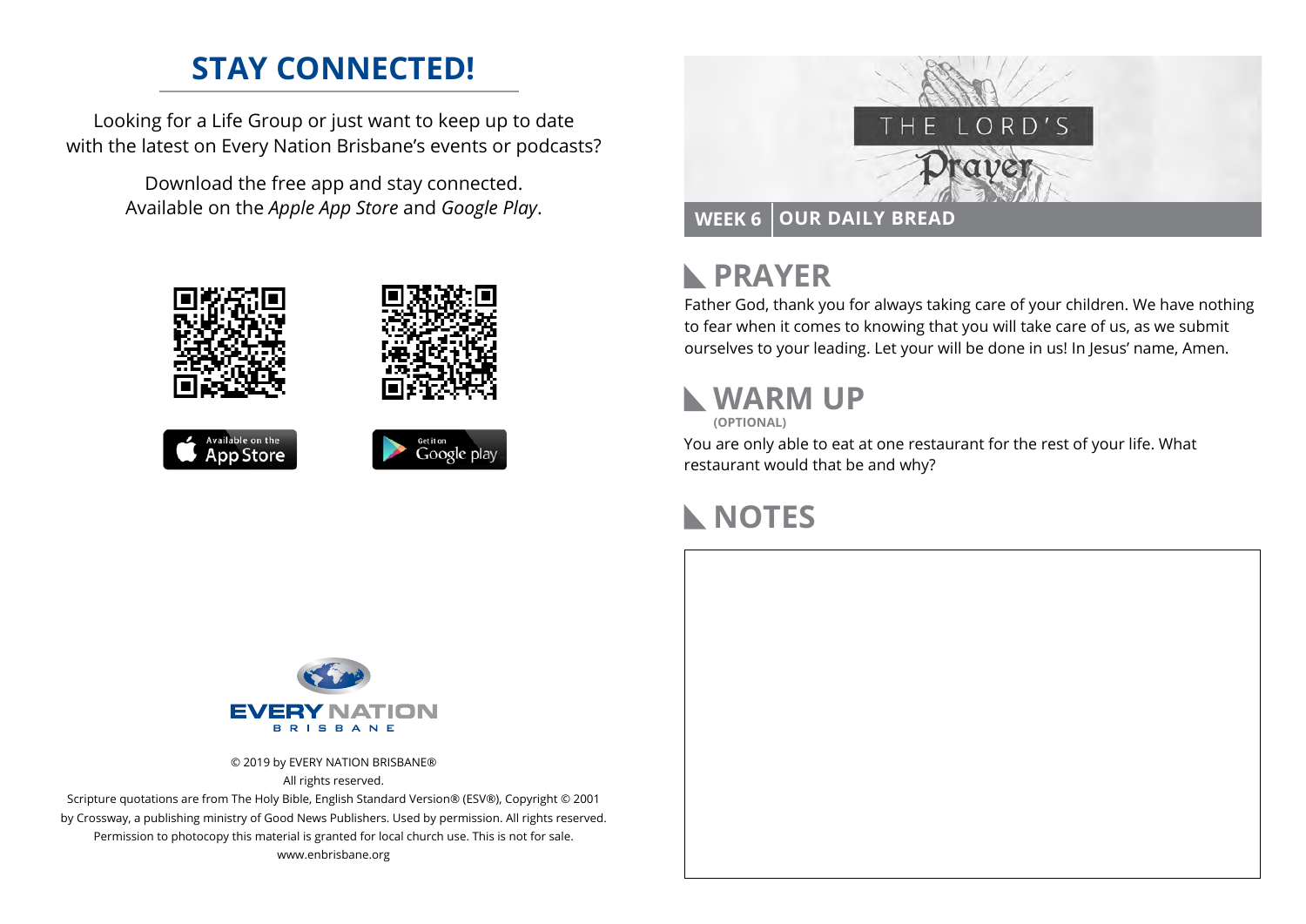## STAY CONNECTED!

Looking for a Life Group or just want to keep up to date with the latest on Every Nation Brisbane's events or podcasts?

Download the free app and stay connected. Available on the *Apple App Store* and *Google Play*.

© 2019 by EVERY NATION BRISBANE®
All rights reserved.
Scripture quotations are from The Holy Bible, English Standard Version® (ESV®), Copyright © 2001 by Crossway, a publishing ministry of Good News Publishers. Used by permission. All rights reserved.
Permission to photocopy this material is granted for local church use. This is not for sale.
www.enbrisbane.org

THE LORD'S Prayer

**WEEK 6 | OUR DAILY BREAD**

## PRAYER

Father God, thank you for always taking care of your children. We have nothing to fear when it comes to knowing that you will take care of us, as we submit ourselves to your leading. Let your will be done in us! In Jesus' name, Amen.

## WARM UP

**(OPTIONAL)**

You are only able to eat at one restaurant for the rest of your life. What restaurant would that be and why?

## NOTES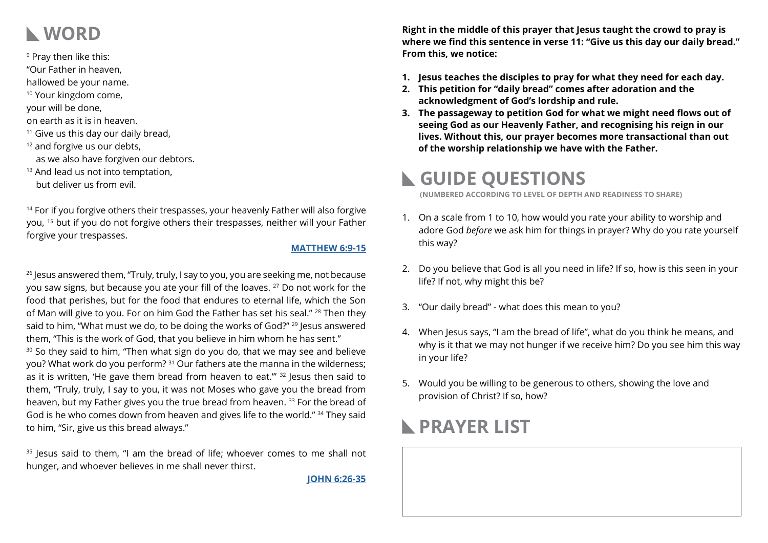## WORD

[9] Pray then like this:
"Our Father in heaven,
hallowed be your name.
[10] Your kingdom come,
your will be done,
on earth as it is in heaven.
[11] Give us this day our daily bread,
[12] and forgive us our debts,
as we also have forgiven our debtors.
[13] And lead us not into temptation,
but deliver us from evil.

[14] For if you forgive others their trespasses, your heavenly Father will also forgive you, [15] but if you do not forgive others their trespasses, neither will your Father forgive your trespasses.

**MATTHEW 6:9-15**

[26] Jesus answered them, "Truly, truly, I say to you, you are seeking me, not because you saw signs, but because you ate your fill of the loaves. [27] Do not work for the food that perishes, but for the food that endures to eternal life, which the Son of Man will give to you. For on him God the Father has set his seal." [28] Then they said to him, "What must we do, to be doing the works of God?" [29] Jesus answered them, "This is the work of God, that you believe in him whom he has sent."
[30] So they said to him, "Then what sign do you do, that we may see and believe you? What work do you perform? [31] Our fathers ate the manna in the wilderness; as it is written, 'He gave them bread from heaven to eat.'" [32] Jesus then said to them, "Truly, truly, I say to you, it was not Moses who gave you the bread from heaven, but my Father gives you the true bread from heaven. [33] For the bread of God is he who comes down from heaven and gives life to the world." [34] They said to him, "Sir, give us this bread always."

[35] Jesus said to them, "I am the bread of life; whoever comes to me shall not hunger, and whoever believes in me shall never thirst.

**JOHN 6:26-35**

**Right in the middle of this prayer that Jesus taught the crowd to pray is where we find this sentence in verse 11: "Give us this day our daily bread." From this, we notice:**

1. **Jesus teaches the disciples to pray for what they need for each day.**
2. **This petition for "daily bread" comes after adoration and the acknowledgment of God's lordship and rule.**
3. **The passageway to petition God for what we might need flows out of seeing God as our Heavenly Father, and recognising his reign in our lives. Without this, our prayer becomes more transactional than out of the worship relationship we have with the Father.**

## GUIDE QUESTIONS

**(NUMBERED ACCORDING TO LEVEL OF DEPTH AND READINESS TO SHARE)**

1. On a scale from 1 to 10, how would you rate your ability to worship and adore God *before* we ask him for things in prayer? Why do you rate yourself this way?
2. Do you believe that God is all you need in life? If so, how is this seen in your life? If not, why might this be?
3. "Our daily bread" - what does this mean to you?
4. When Jesus says, "I am the bread of life", what do you think he means, and why is it that we may not hunger if we receive him? Do you see him this way in your life?
5. Would you be willing to be generous to others, showing the love and provision of Christ? If so, how?

## PRAYER LIST